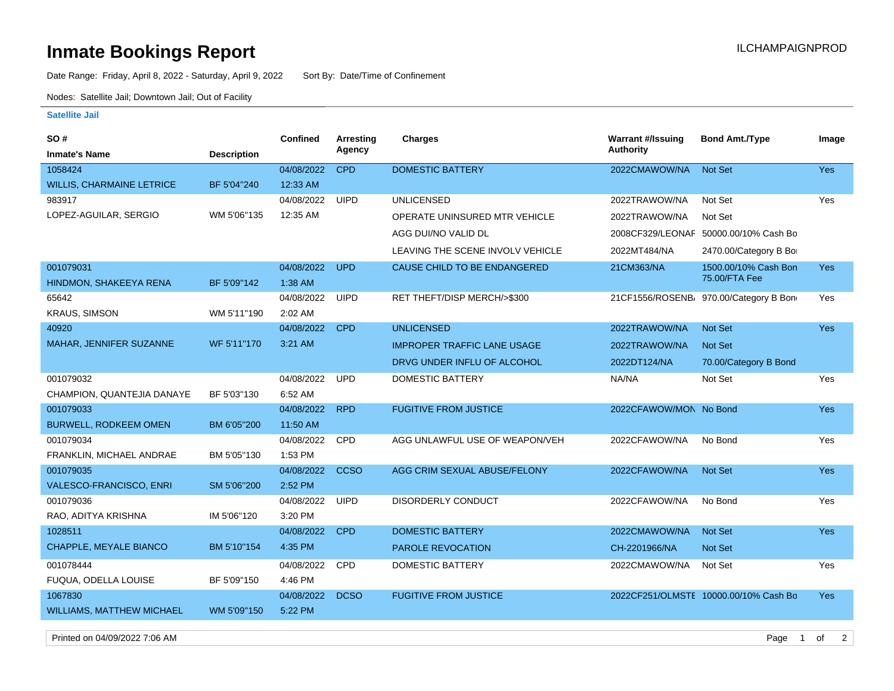# Inmate Bookings Report

ILCHAMPAIGNPROD

Date Range: Friday, April 8, 2022 - Saturday, April 9, 2022 Sort By: Date/Time of Confinement

Nodes: Satellite Jail; Downtown Jail; Out of Facility

### Satellite Jail

| SO # / Inmate's Name | Description | Confined | Arresting Agency | Charges | Warrant #/Issuing Authority | Bond Amt./Type | Image |
|---|---|---|---|---|---|---|---|
| 1058424 / WILLIS, CHARMAINE LETRICE | BF 5'04"240 | 04/08/2022 12:33 AM | CPD | DOMESTIC BATTERY | 2022CMAWOW/NA | Not Set | Yes |
| 983917 / LOPEZ-AGUILAR, SERGIO | WM 5'06"135 | 04/08/2022 12:35 AM | UIPD | UNLICENSED | 2022TRAWOW/NA | Not Set | Yes |
| | | | | OPERATE UNINSURED MTR VEHICLE | 2022TRAWOW/NA | Not Set | |
| | | | | AGG DUI/NO VALID DL | 2008CF329/LEONAF | 50000.00/10% Cash Bo | |
| | | | | LEAVING THE SCENE INVOLV VEHICLE | 2022MT484/NA | 2470.00/Category B Bo | |
| 001079031 / HINDMON, SHAKEEYA RENA | BF 5'09"142 | 04/08/2022 1:38 AM | UPD | CAUSE CHILD TO BE ENDANGERED | 21CM363/NA | 1500.00/10% Cash Bon 75.00/FTA Fee | Yes |
| 65642 / KRAUS, SIMSON | WM 5'11"190 | 04/08/2022 2:02 AM | UIPD | RET THEFT/DISP MERCH/>$300 | 21CF1556/ROSENB/ | 970.00/Category B Bon | Yes |
| 40920 / MAHAR, JENNIFER SUZANNE | WF 5'11"170 | 04/08/2022 3:21 AM | CPD | UNLICENSED | 2022TRAWOW/NA | Not Set | Yes |
| | | | | IMPROPER TRAFFIC LANE USAGE | 2022TRAWOW/NA | Not Set | |
| | | | | DRVG UNDER INFLU OF ALCOHOL | 2022DT124/NA | 70.00/Category B Bond | |
| 001079032 / CHAMPION, QUANTEJIA DANAYE | BF 5'03"130 | 04/08/2022 6:52 AM | UPD | DOMESTIC BATTERY | NA/NA | Not Set | Yes |
| 001079033 / BURWELL, RODKEEM OMEN | BM 6'05"200 | 04/08/2022 11:50 AM | RPD | FUGITIVE FROM JUSTICE | 2022CFAWOW/MON | No Bond | Yes |
| 001079034 / FRANKLIN, MICHAEL ANDRAE | BM 5'05"130 | 04/08/2022 1:53 PM | CPD | AGG UNLAWFUL USE OF WEAPON/VEH | 2022CFAWOW/NA | No Bond | Yes |
| 001079035 / VALESCO-FRANCISCO, ENRI | SM 5'06"200 | 04/08/2022 2:52 PM | CCSO | AGG CRIM SEXUAL ABUSE/FELONY | 2022CFAWOW/NA | Not Set | Yes |
| 001079036 / RAO, ADITYA KRISHNA | IM 5'06"120 | 04/08/2022 3:20 PM | UIPD | DISORDERLY CONDUCT | 2022CFAWOW/NA | No Bond | Yes |
| 1028511 / CHAPPLE, MEYALE BIANCO | BM 5'10"154 | 04/08/2022 4:35 PM | CPD | DOMESTIC BATTERY | 2022CMAWOW/NA | Not Set | Yes |
| | | | | PAROLE REVOCATION | CH-2201966/NA | Not Set | |
| 001078444 / FUQUA, ODELLA LOUISE | BF 5'09"150 | 04/08/2022 4:46 PM | CPD | DOMESTIC BATTERY | 2022CMAWOW/NA | Not Set | Yes |
| 1067830 / WILLIAMS, MATTHEW MICHAEL | WM 5'09"150 | 04/08/2022 5:22 PM | DCSO | FUGITIVE FROM JUSTICE | 2022CF251/OLMSTE | 10000.00/10% Cash Bo | Yes |

Printed on 04/09/2022 7:06 AM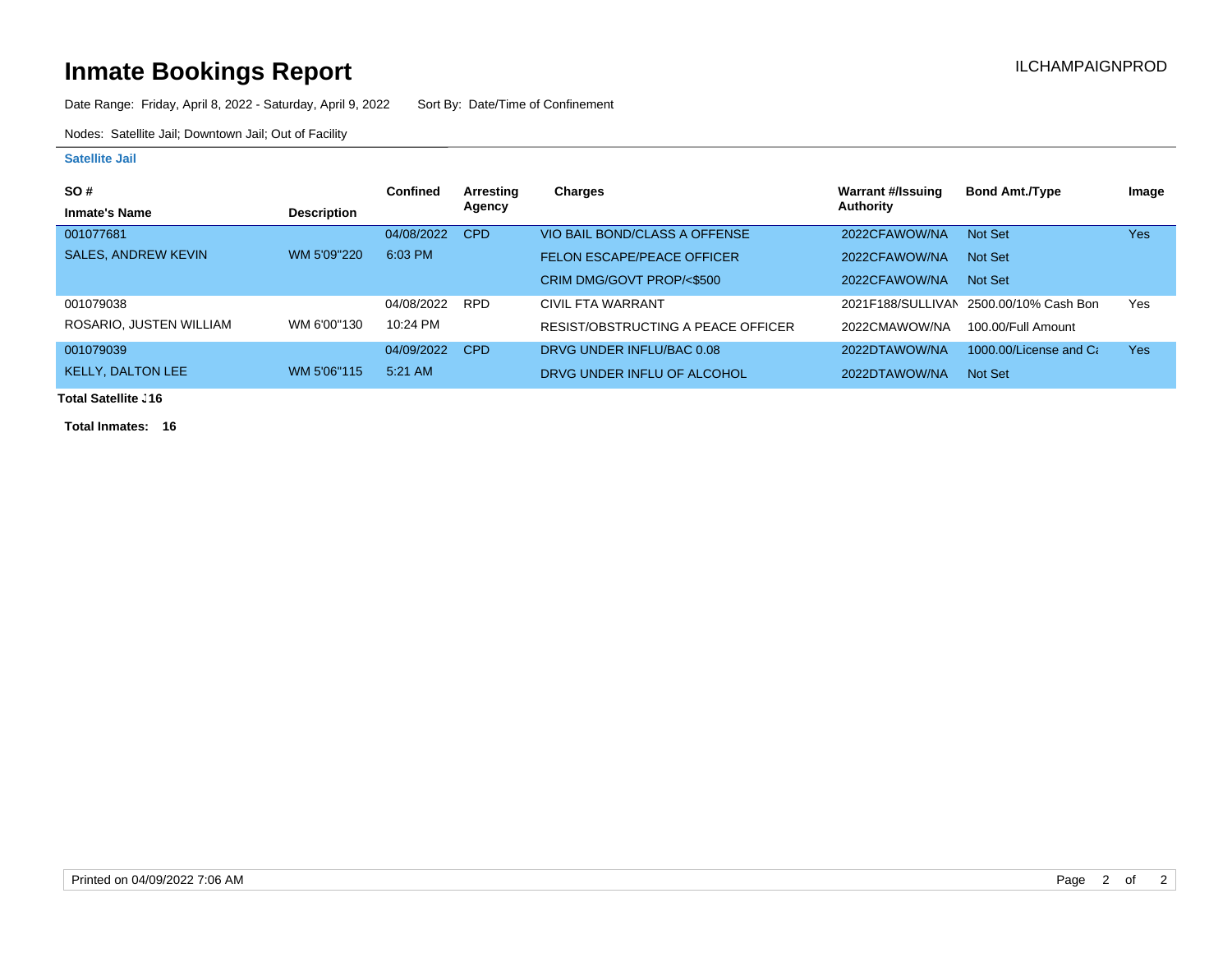# Inmate Bookings Report

ILCHAMPAIGNPROD

Date Range: Friday, April 8, 2022 - Saturday, April 9, 2022    Sort By: Date/Time of Confinement

Nodes: Satellite Jail; Downtown Jail; Out of Facility

### Satellite Jail

| SO # / Inmate's Name | Description | Confined | Arresting Agency | Charges | Warrant #/Issuing Authority | Bond Amt./Type | Image |
|---|---|---|---|---|---|---|---|
| 001077681 SALES, ANDREW KEVIN | WM 5'09"220 | 04/08/2022 6:03 PM | CPD | VIO BAIL BOND/CLASS A OFFENSE | 2022CFAWOW/NA | Not Set | Yes |
| | | | | FELON ESCAPE/PEACE OFFICER | 2022CFAWOW/NA | Not Set | |
| | | | | CRIM DMG/GOVT PROP/<$500 | 2022CFAWOW/NA | Not Set | |
| 001079038 ROSARIO, JUSTEN WILLIAM | WM 6'00"130 | 04/08/2022 10:24 PM | RPD | CIVIL FTA WARRANT | 2021F188/SULLIVAN | 2500.00/10% Cash Bon | Yes |
| | | | | RESIST/OBSTRUCTING A PEACE OFFICER | 2022CMAWOW/NA | 100.00/Full Amount | |
| 001079039 KELLY, DALTON LEE | WM 5'06"115 | 04/09/2022 5:21 AM | CPD | DRVG UNDER INFLU/BAC 0.08 | 2022DTAWOW/NA | 1000.00/License and Ca | Yes |
| | | | | DRVG UNDER INFLU OF ALCOHOL | 2022DTAWOW/NA | Not Set | |

**Total Satellite J 16**

**Total Inmates: 16**

Printed on 04/09/2022 7:06 AM